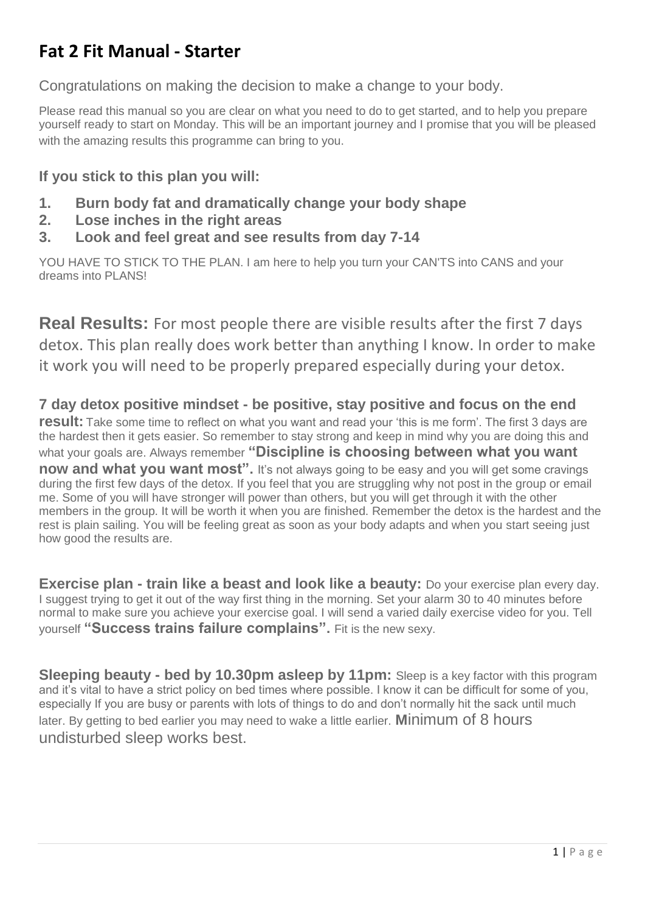# Fat 2 Fit Manual - Starter

Congratulations on making the decision to make a change to your body.

Please read this manual so you are clear on what you need to do to get started, and to help you prepare yourself ready to start on Monday. This will be an important journey and I promise that you will be pleased with the amazing results this programme can bring to you.

### If you stick to this plan you will:

1. **Burn body fat and dramatically change your body shape**
2. **Lose inches in the right areas**
3. **Look and feel great and see results from day 7-14**

YOU HAVE TO STICK TO THE PLAN. I am here to help you turn your CAN'TS into CANS and your dreams into PLANS!

**Real Results:** For most people there are visible results after the first 7 days detox. This plan really does work better than anything I know. In order to make it work you will need to be properly prepared especially during your detox.

**7 day detox positive mindset - be positive, stay positive and focus on the end result:** Take some time to reflect on what you want and read your 'this is me form'. The first 3 days are the hardest then it gets easier. So remember to stay strong and keep in mind why you are doing this and what your goals are. Always remember **"Discipline is choosing between what you want now and what you want most".** It's not always going to be easy and you will get some cravings during the first few days of the detox. If you feel that you are struggling why not post in the group or email me. Some of you will have stronger will power than others, but you will get through it with the other members in the group. It will be worth it when you are finished. Remember the detox is the hardest and the rest is plain sailing. You will be feeling great as soon as your body adapts and when you start seeing just how good the results are.

**Exercise plan - train like a beast and look like a beauty:** Do your exercise plan every day. I suggest trying to get it out of the way first thing in the morning. Set your alarm 30 to 40 minutes before normal to make sure you achieve your exercise goal. I will send a varied daily exercise video for you. Tell yourself **"Success trains failure complains".** Fit is the new sexy.

**Sleeping beauty - bed by 10.30pm asleep by 11pm:** Sleep is a key factor with this program and it's vital to have a strict policy on bed times where possible. I know it can be difficult for some of you, especially If you are busy or parents with lots of things to do and don't normally hit the sack until much later. By getting to bed earlier you may need to wake a little earlier. Minimum of 8 hours undisturbed sleep works best.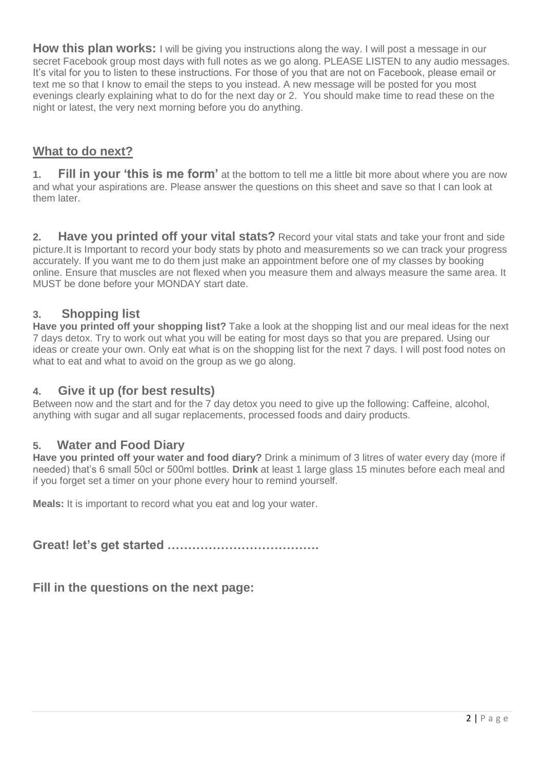**How this plan works:** I will be giving you instructions along the way. I will post a message in our secret Facebook group most days with full notes as we go along. PLEASE LISTEN to any audio messages. It's vital for you to listen to these instructions. For those of you that are not on Facebook, please email or text me so that I know to email the steps to you instead. A new message will be posted for you most evenings clearly explaining what to do for the next day or 2. You should make time to read these on the night or latest, the very next morning before you do anything.

## What to do next?

**1. Fill in your 'this is me form'** at the bottom to tell me a little bit more about where you are now and what your aspirations are. Please answer the questions on this sheet and save so that I can look at them later.

**2. Have you printed off your vital stats?** Record your vital stats and take your front and side picture.It is Important to record your body stats by photo and measurements so we can track your progress accurately. If you want me to do them just make an appointment before one of my classes by booking online. Ensure that muscles are not flexed when you measure them and always measure the same area. It MUST be done before your MONDAY start date.

### 3. Shopping list

**Have you printed off your shopping list?** Take a look at the shopping list and our meal ideas for the next 7 days detox. Try to work out what you will be eating for most days so that you are prepared. Using our ideas or create your own. Only eat what is on the shopping list for the next 7 days. I will post food notes on what to eat and what to avoid on the group as we go along.

### 4. Give it up (for best results)

Between now and the start and for the 7 day detox you need to give up the following: Caffeine, alcohol, anything with sugar and all sugar replacements, processed foods and dairy products.

### 5. Water and Food Diary

**Have you printed off your water and food diary?** Drink a minimum of 3 litres of water every day (more if needed) that's 6 small 50cl or 500ml bottles. **Drink** at least 1 large glass 15 minutes before each meal and if you forget set a timer on your phone every hour to remind yourself.

**Meals:** It is important to record what you eat and log your water.

**Great! let's get started ………………………………**

**Fill in the questions on the next page:**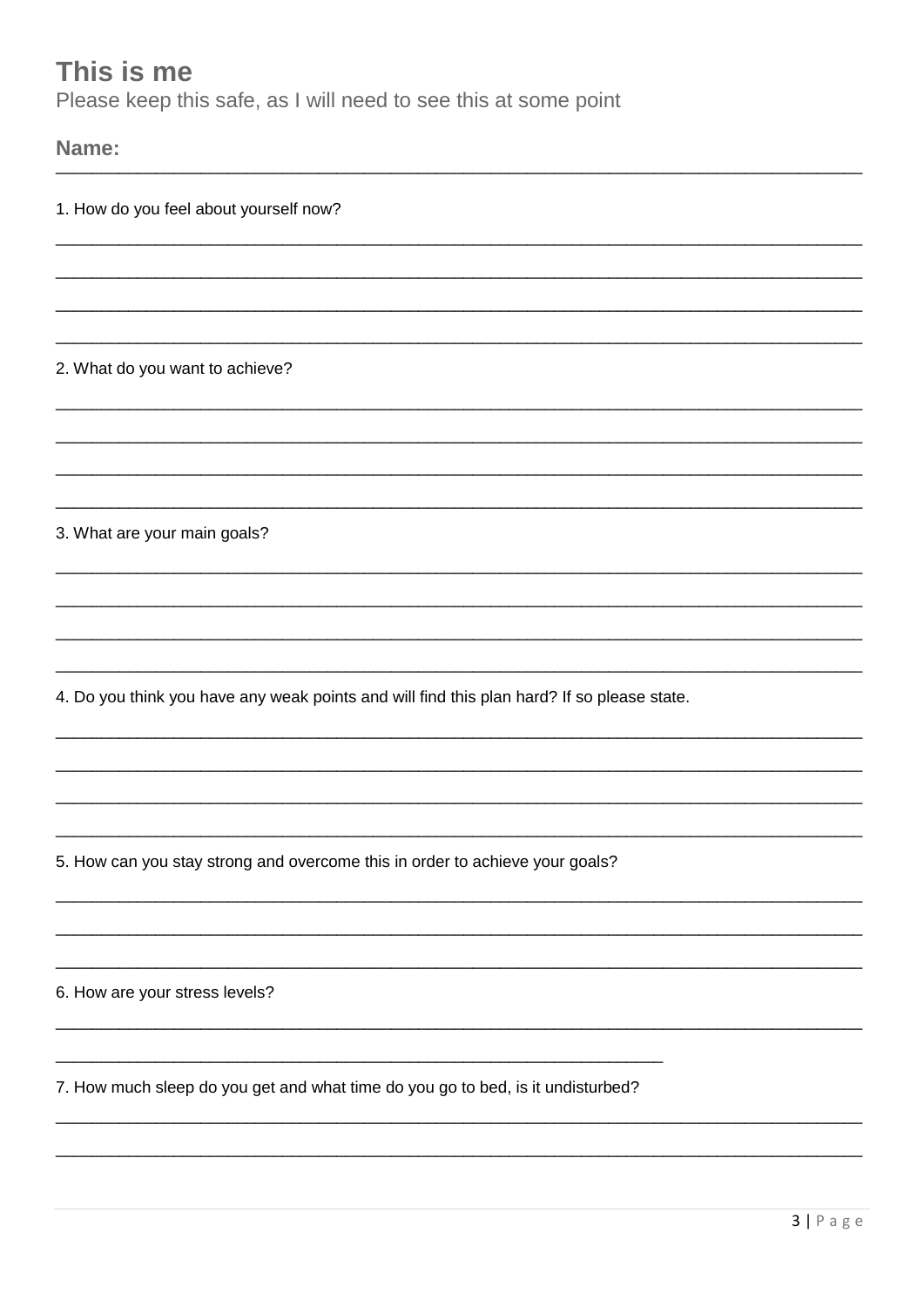# This is me

Please keep this safe, as I will need to see this at some point

**Name:**

1. How do you feel about yourself now?

2. What do you want to achieve?

3. What are your main goals?

4. Do you think you have any weak points and will find this plan hard? If so please state.

5. How can you stay strong and overcome this in order to achieve your goals?

6. How are your stress levels?

7. How much sleep do you get and what time do you go to bed, is it undisturbed?